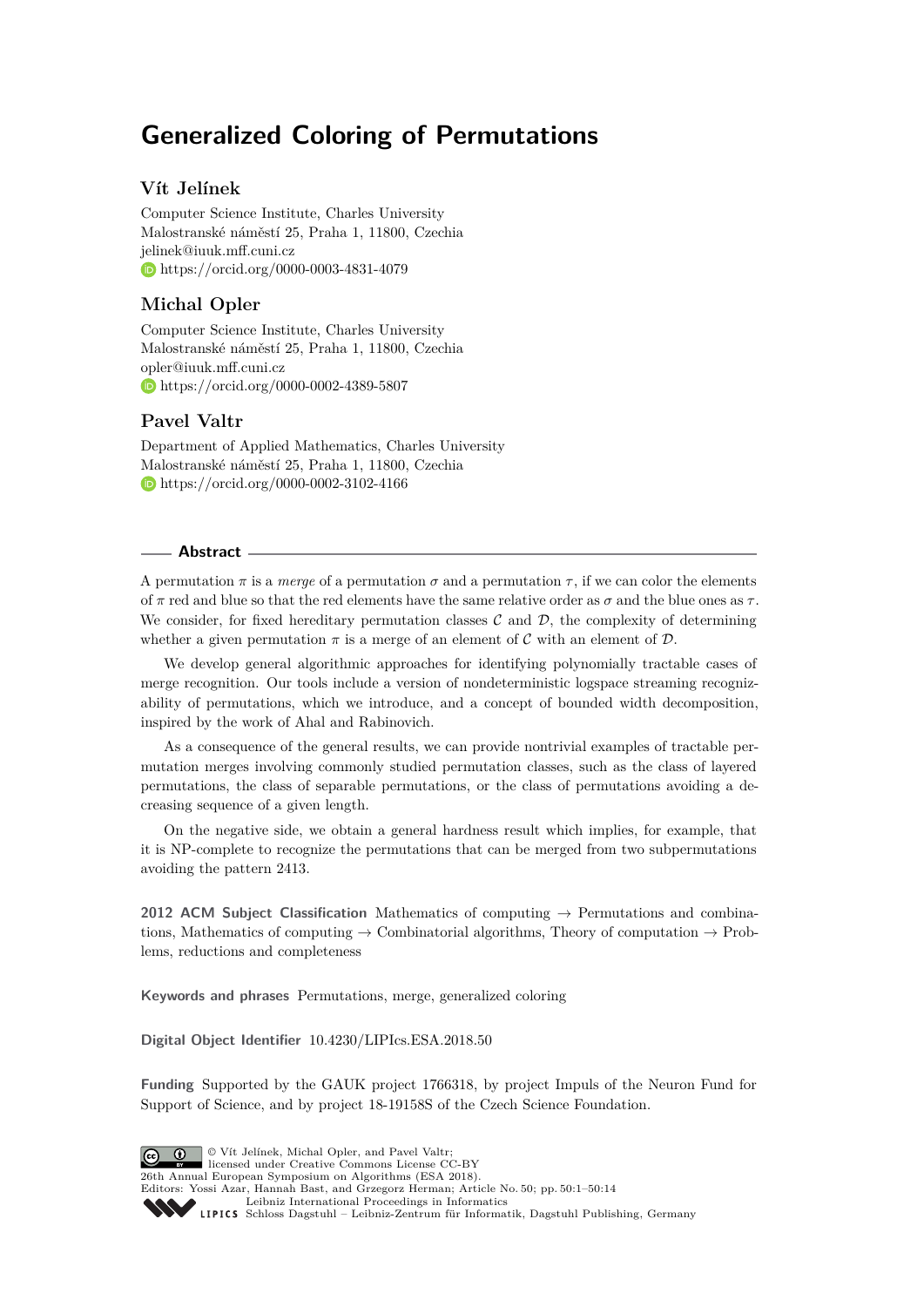# Generalized Coloring of Permutations

## Vít Jelínek

Computer Science Institute, Charles University
Malostranské náměstí 25, Praha 1, 11800, Czechia
jelinek@iuuk.mff.cuni.cz
https://orcid.org/0000-0003-4831-4079

## Michal Opler

Computer Science Institute, Charles University
Malostranské náměstí 25, Praha 1, 11800, Czechia
opler@iuuk.mff.cuni.cz
https://orcid.org/0000-0002-4389-5807

## Pavel Valtr

Department of Applied Mathematics, Charles University
Malostranské náměstí 25, Praha 1, 11800, Czechia
https://orcid.org/0000-0002-3102-4166

## Abstract

A permutation $\pi$ is a *merge* of a permutation $\sigma$ and a permutation $\tau$, if we can color the elements of $\pi$ red and blue so that the red elements have the same relative order as $\sigma$ and the blue ones as $\tau$. We consider, for fixed hereditary permutation classes $\mathcal{C}$ and $\mathcal{D}$, the complexity of determining whether a given permutation $\pi$ is a merge of an element of $\mathcal{C}$ with an element of $\mathcal{D}$.

We develop general algorithmic approaches for identifying polynomially tractable cases of merge recognition. Our tools include a version of nondeterministic logspace streaming recognizability of permutations, which we introduce, and a concept of bounded width decomposition, inspired by the work of Ahal and Rabinovich.

As a consequence of the general results, we can provide nontrivial examples of tractable permutation merges involving commonly studied permutation classes, such as the class of layered permutations, the class of separable permutations, or the class of permutations avoiding a decreasing sequence of a given length.

On the negative side, we obtain a general hardness result which implies, for example, that it is NP-complete to recognize the permutations that can be merged from two subpermutations avoiding the pattern 2413.

**2012 ACM Subject Classification** Mathematics of computing → Permutations and combinations, Mathematics of computing → Combinatorial algorithms, Theory of computation → Problems, reductions and completeness

**Keywords and phrases** Permutations, merge, generalized coloring

**Digital Object Identifier** 10.4230/LIPIcs.ESA.2018.50

**Funding** Supported by the GAUK project 1766318, by project Impuls of the Neuron Fund for Support of Science, and by project 18-19158S of the Czech Science Foundation.

© Vít Jelínek, Michal Opler, and Pavel Valtr;
licensed under Creative Commons License CC-BY
26th Annual European Symposium on Algorithms (ESA 2018).
Editors: Yossi Azar, Hannah Bast, and Grzegorz Herman; Article No. 50; pp. 50:1–50:14
Leibniz International Proceedings in Informatics
Schloss Dagstuhl – Leibniz-Zentrum für Informatik, Dagstuhl Publishing, Germany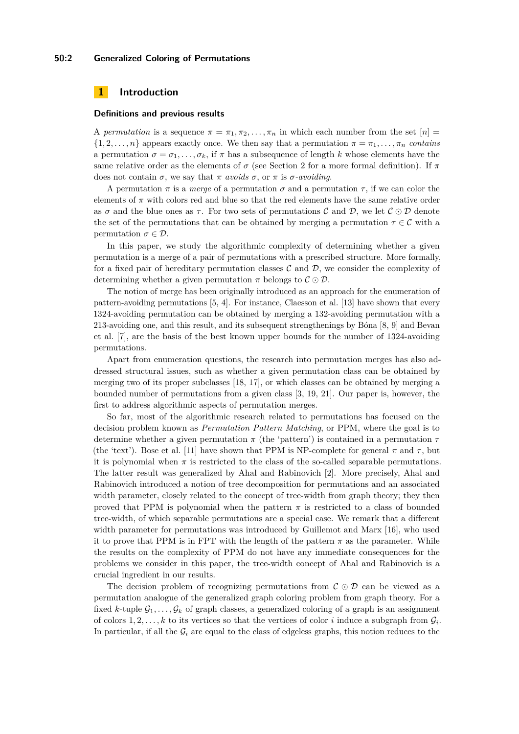# 1 Introduction

## Definitions and previous results

A *permutation* is a sequence $\pi = \pi_1, \pi_2, \ldots, \pi_n$ in which each number from the set $[n] = \{1, 2, \ldots, n\}$ appears exactly once. We then say that a permutation $\pi = \pi_1, \ldots, \pi_n$ *contains* a permutation $\sigma = \sigma_1, \ldots, \sigma_k$, if $\pi$ has a subsequence of length $k$ whose elements have the same relative order as the elements of $\sigma$ (see Section 2 for a more formal definition). If $\pi$ does not contain $\sigma$, we say that $\pi$ *avoids* $\sigma$, or $\pi$ is $\sigma$*-avoiding*.

A permutation $\pi$ is a *merge* of a permutation $\sigma$ and a permutation $\tau$, if we can color the elements of $\pi$ with colors red and blue so that the red elements have the same relative order as $\sigma$ and the blue ones as $\tau$. For two sets of permutations $\mathcal{C}$ and $\mathcal{D}$, we let $\mathcal{C} \odot \mathcal{D}$ denote the set of the permutations that can be obtained by merging a permutation $\tau \in \mathcal{C}$ with a permutation $\sigma \in \mathcal{D}$.

In this paper, we study the algorithmic complexity of determining whether a given permutation is a merge of a pair of permutations with a prescribed structure. More formally, for a fixed pair of hereditary permutation classes $\mathcal{C}$ and $\mathcal{D}$, we consider the complexity of determining whether a given permutation $\pi$ belongs to $\mathcal{C} \odot \mathcal{D}$.

The notion of merge has been originally introduced as an approach for the enumeration of pattern-avoiding permutations [5, 4]. For instance, Claesson et al. [13] have shown that every 1324-avoiding permutation can be obtained by merging a 132-avoiding permutation with a 213-avoiding one, and this result, and its subsequent strengthenings by Bóna [8, 9] and Bevan et al. [7], are the basis of the best known upper bounds for the number of 1324-avoiding permutations.

Apart from enumeration questions, the research into permutation merges has also addressed structural issues, such as whether a given permutation class can be obtained by merging two of its proper subclasses [18, 17], or which classes can be obtained by merging a bounded number of permutations from a given class [3, 19, 21]. Our paper is, however, the first to address algorithmic aspects of permutation merges.

So far, most of the algorithmic research related to permutations has focused on the decision problem known as *Permutation Pattern Matching*, or PPM, where the goal is to determine whether a given permutation $\pi$ (the 'pattern') is contained in a permutation $\tau$ (the 'text'). Bose et al. [11] have shown that PPM is NP-complete for general $\pi$ and $\tau$, but it is polynomial when $\pi$ is restricted to the class of the so-called separable permutations. The latter result was generalized by Ahal and Rabinovich [2]. More precisely, Ahal and Rabinovich introduced a notion of tree decomposition for permutations and an associated width parameter, closely related to the concept of tree-width from graph theory; they then proved that PPM is polynomial when the pattern $\pi$ is restricted to a class of bounded tree-width, of which separable permutations are a special case. We remark that a different width parameter for permutations was introduced by Guillemot and Marx [16], who used it to prove that PPM is in FPT with the length of the pattern $\pi$ as the parameter. While the results on the complexity of PPM do not have any immediate consequences for the problems we consider in this paper, the tree-width concept of Ahal and Rabinovich is a crucial ingredient in our results.

The decision problem of recognizing permutations from $\mathcal{C} \odot \mathcal{D}$ can be viewed as a permutation analogue of the generalized graph coloring problem from graph theory. For a fixed $k$-tuple $\mathcal{G}_1, \ldots, \mathcal{G}_k$ of graph classes, a generalized coloring of a graph is an assignment of colors $1, 2, \ldots, k$ to its vertices so that the vertices of color $i$ induce a subgraph from $\mathcal{G}_i$. In particular, if all the $\mathcal{G}_i$ are equal to the class of edgeless graphs, this notion reduces to the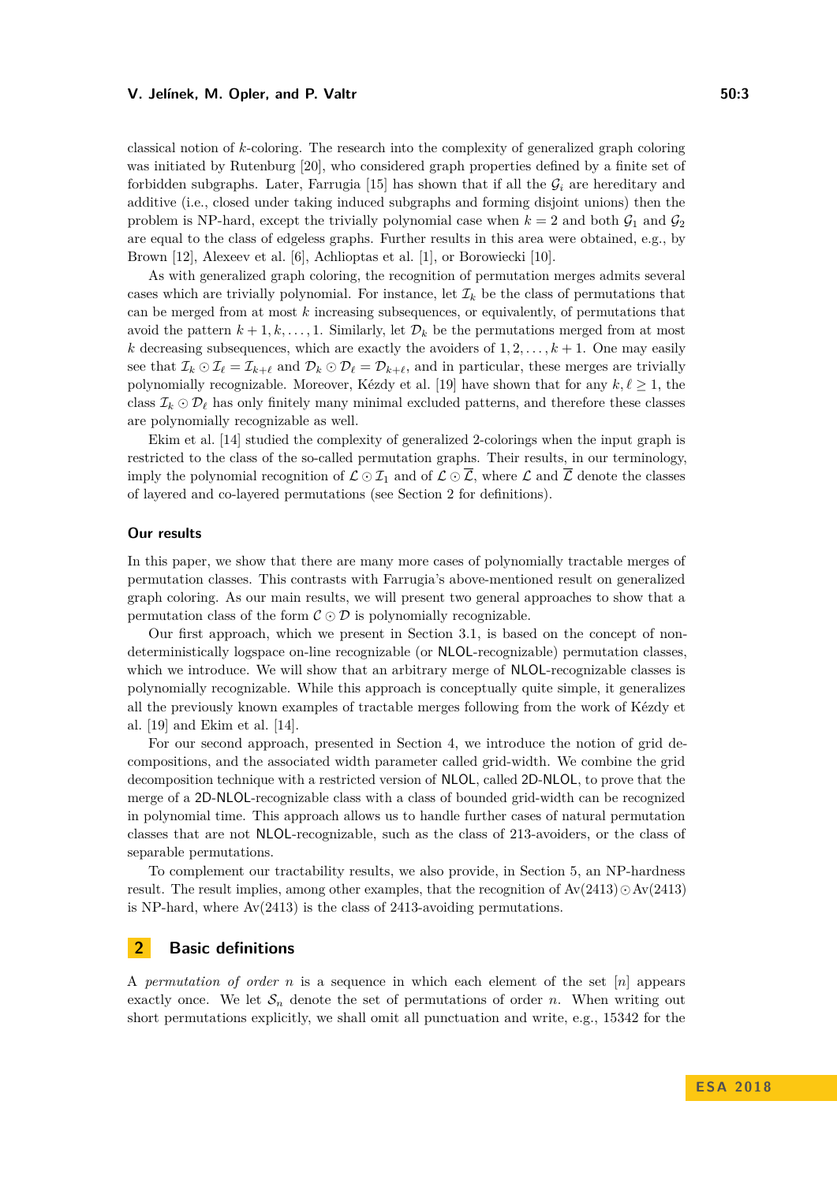classical notion of $k$-coloring. The research into the complexity of generalized graph coloring was initiated by Rutenburg [20], who considered graph properties defined by a finite set of forbidden subgraphs. Later, Farrugia [15] has shown that if all the $\mathcal{G}_i$ are hereditary and additive (i.e., closed under taking induced subgraphs and forming disjoint unions) then the problem is NP-hard, except the trivially polynomial case when $k = 2$ and both $\mathcal{G}_1$ and $\mathcal{G}_2$ are equal to the class of edgeless graphs. Further results in this area were obtained, e.g., by Brown [12], Alexeev et al. [6], Achlioptas et al. [1], or Borowiecki [10].

As with generalized graph coloring, the recognition of permutation merges admits several cases which are trivially polynomial. For instance, let $\mathcal{I}_k$ be the class of permutations that can be merged from at most $k$ increasing subsequences, or equivalently, of permutations that avoid the pattern $k+1, k, \ldots, 1$. Similarly, let $\mathcal{D}_k$ be the permutations merged from at most $k$ decreasing subsequences, which are exactly the avoiders of $1, 2, \ldots, k+1$. One may easily see that $\mathcal{I}_k \odot \mathcal{I}_\ell = \mathcal{I}_{k+\ell}$ and $\mathcal{D}_k \odot \mathcal{D}_\ell = \mathcal{D}_{k+\ell}$, and in particular, these merges are trivially polynomially recognizable. Moreover, Kézdy et al. [19] have shown that for any $k, \ell \geq 1$, the class $\mathcal{I}_k \odot \mathcal{D}_\ell$ has only finitely many minimal excluded patterns, and therefore these classes are polynomially recognizable as well.

Ekim et al. [14] studied the complexity of generalized 2-colorings when the input graph is restricted to the class of the so-called permutation graphs. Their results, in our terminology, imply the polynomial recognition of $\mathcal{L} \odot \mathcal{I}_1$ and of $\mathcal{L} \odot \overline{\mathcal{L}}$, where $\mathcal{L}$ and $\overline{\mathcal{L}}$ denote the classes of layered and co-layered permutations (see Section 2 for definitions).

### Our results

In this paper, we show that there are many more cases of polynomially tractable merges of permutation classes. This contrasts with Farrugia's above-mentioned result on generalized graph coloring. As our main results, we will present two general approaches to show that a permutation class of the form $\mathcal{C} \odot \mathcal{D}$ is polynomially recognizable.

Our first approach, which we present in Section 3.1, is based on the concept of non-deterministically logspace on-line recognizable (or NLOL-recognizable) permutation classes, which we introduce. We will show that an arbitrary merge of NLOL-recognizable classes is polynomially recognizable. While this approach is conceptually quite simple, it generalizes all the previously known examples of tractable merges following from the work of Kézdy et al. [19] and Ekim et al. [14].

For our second approach, presented in Section 4, we introduce the notion of grid decompositions, and the associated width parameter called grid-width. We combine the grid decomposition technique with a restricted version of NLOL, called 2D-NLOL, to prove that the merge of a 2D-NLOL-recognizable class with a class of bounded grid-width can be recognized in polynomial time. This approach allows us to handle further cases of natural permutation classes that are not NLOL-recognizable, such as the class of 213-avoiders, or the class of separable permutations.

To complement our tractability results, we also provide, in Section 5, an NP-hardness result. The result implies, among other examples, that the recognition of $\mathrm{Av}(2413) \odot \mathrm{Av}(2413)$ is NP-hard, where $\mathrm{Av}(2413)$ is the class of 2413-avoiding permutations.

## 2 Basic definitions

A *permutation of order* $n$ is a sequence in which each element of the set $[n]$ appears exactly once. We let $\mathcal{S}_n$ denote the set of permutations of order $n$. When writing out short permutations explicitly, we shall omit all punctuation and write, e.g., 15342 for the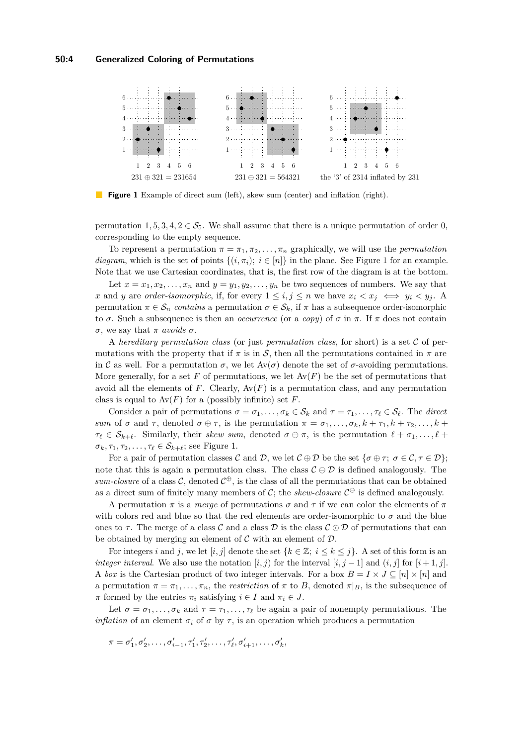$231 \oplus 321 = 231654$ $\qquad$ $231 \ominus 321 = 564321$ $\qquad$ the '3' of 2314 inflated by 231

**Figure 1** Example of direct sum (left), skew sum (center) and inflation (right).

permutation $1, 5, 3, 4, 2 \in \mathcal{S}_5$. We shall assume that there is a unique permutation of order 0, corresponding to the empty sequence.

To represent a permutation $\pi = \pi_1, \pi_2, \dots, \pi_n$ graphically, we will use the *permutation diagram*, which is the set of points $\{(i, \pi_i);\ i \in [n]\}$ in the plane. See Figure 1 for an example. Note that we use Cartesian coordinates, that is, the first row of the diagram is at the bottom.

Let $x = x_1, x_2, \dots, x_n$ and $y = y_1, y_2, \dots, y_n$ be two sequences of numbers. We say that $x$ and $y$ are *order-isomorphic*, if, for every $1 \le i, j \le n$ we have $x_i < x_j \iff y_i < y_j$. A permutation $\pi \in \mathcal{S}_n$ *contains* a permutation $\sigma \in \mathcal{S}_k$, if $\pi$ has a subsequence order-isomorphic to $\sigma$. Such a subsequence is then an *occurrence* (or a *copy*) of $\sigma$ in $\pi$. If $\pi$ does not contain $\sigma$, we say that $\pi$ *avoids* $\sigma$.

A *hereditary permutation class* (or just *permutation class*, for short) is a set $\mathcal{C}$ of permutations with the property that if $\pi$ is in $\mathcal{S}$, then all the permutations contained in $\pi$ are in $\mathcal{C}$ as well. For a permutation $\sigma$, we let $\mathrm{Av}(\sigma)$ denote the set of $\sigma$-avoiding permutations. More generally, for a set $F$ of permutations, we let $\mathrm{Av}(F)$ be the set of permutations that avoid all the elements of $F$. Clearly, $\mathrm{Av}(F)$ is a permutation class, and any permutation class is equal to $\mathrm{Av}(F)$ for a (possibly infinite) set $F$.

Consider a pair of permutations $\sigma = \sigma_1, \dots, \sigma_k \in \mathcal{S}_k$ and $\tau = \tau_1, \dots, \tau_\ell \in \mathcal{S}_\ell$. The *direct sum* of $\sigma$ and $\tau$, denoted $\sigma \oplus \tau$, is the permutation $\pi = \sigma_1, \dots, \sigma_k, k + \tau_1, k + \tau_2, \dots, k + \tau_\ell \in \mathcal{S}_{k+\ell}$. Similarly, their *skew sum*, denoted $\sigma \ominus \pi$, is the permutation $\ell + \sigma_1, \dots, \ell + \sigma_k, \tau_1, \tau_2, \dots, \tau_\ell \in \mathcal{S}_{k+\ell}$; see Figure 1.

For a pair of permutation classes $\mathcal{C}$ and $\mathcal{D}$, we let $\mathcal{C} \oplus \mathcal{D}$ be the set $\{\sigma \oplus \tau;\ \sigma \in \mathcal{C}, \tau \in \mathcal{D}\}$; note that this is again a permutation class. The class $\mathcal{C} \ominus \mathcal{D}$ is defined analogously. The *sum-closure* of a class $\mathcal{C}$, denoted $\mathcal{C}^{\oplus}$, is the class of all the permutations that can be obtained as a direct sum of finitely many members of $\mathcal{C}$; the *skew-closure* $\mathcal{C}^{\ominus}$ is defined analogously.

A permutation $\pi$ is a *merge* of permutations $\sigma$ and $\tau$ if we can color the elements of $\pi$ with colors red and blue so that the red elements are order-isomorphic to $\sigma$ and the blue ones to $\tau$. The merge of a class $\mathcal{C}$ and a class $\mathcal{D}$ is the class $\mathcal{C} \odot \mathcal{D}$ of permutations that can be obtained by merging an element of $\mathcal{C}$ with an element of $\mathcal{D}$.

For integers $i$ and $j$, we let $[i, j]$ denote the set $\{k \in \mathbb{Z};\ i \le k \le j\}$. A set of this form is an *integer interval*. We also use the notation $[i, j)$ for the interval $[i, j-1]$ and $(i, j]$ for $[i+1, j]$. A *box* is the Cartesian product of two integer intervals. For a box $B = I \times J \subseteq [n] \times [n]$ and a permutation $\pi = \pi_1, \dots, \pi_n$, the *restriction* of $\pi$ to $B$, denoted $\pi|_B$, is the subsequence of $\pi$ formed by the entries $\pi_i$ satisfying $i \in I$ and $\pi_i \in J$.

Let $\sigma = \sigma_1, \dots, \sigma_k$ and $\tau = \tau_1, \dots, \tau_\ell$ be again a pair of nonempty permutations. The *inflation* of an element $\sigma_i$ of $\sigma$ by $\tau$, is an operation which produces a permutation

$$\pi = \sigma'_1, \sigma'_2, \dots, \sigma'_{i-1}, \tau'_1, \tau'_2, \dots, \tau'_\ell, \sigma'_{i+1}, \dots, \sigma'_k,$$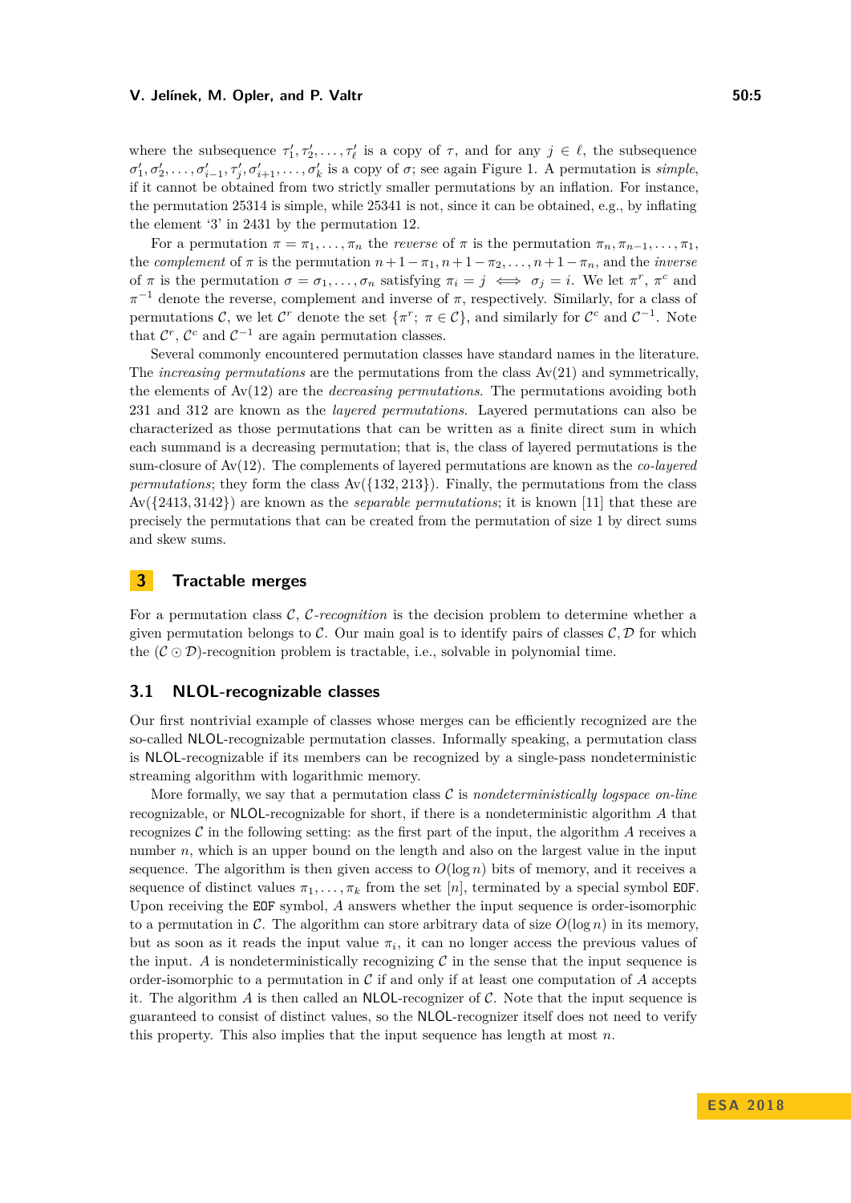where the subsequence $\tau'_1, \tau'_2, \ldots, \tau'_\ell$ is a copy of $\tau$, and for any $j \in \ell$, the subsequence $\sigma'_1, \sigma'_2, \ldots, \sigma'_{i-1}, \tau'_j, \sigma'_{i+1}, \ldots, \sigma'_k$ is a copy of $\sigma$; see again Figure 1. A permutation is *simple*, if it cannot be obtained from two strictly smaller permutations by an inflation. For instance, the permutation 25314 is simple, while 25341 is not, since it can be obtained, e.g., by inflating the element '3' in 2431 by the permutation 12.

For a permutation $\pi = \pi_1, \ldots, \pi_n$ the *reverse* of $\pi$ is the permutation $\pi_n, \pi_{n-1}, \ldots, \pi_1$, the *complement* of $\pi$ is the permutation $n+1-\pi_1, n+1-\pi_2, \ldots, n+1-\pi_n$, and the *inverse* of $\pi$ is the permutation $\sigma = \sigma_1, \ldots, \sigma_n$ satisfying $\pi_i = j \iff \sigma_j = i$. We let $\pi^r$, $\pi^c$ and $\pi^{-1}$ denote the reverse, complement and inverse of $\pi$, respectively. Similarly, for a class of permutations $\mathcal{C}$, we let $\mathcal{C}^r$ denote the set $\{\pi^r;\ \pi \in \mathcal{C}\}$, and similarly for $\mathcal{C}^c$ and $\mathcal{C}^{-1}$. Note that $\mathcal{C}^r$, $\mathcal{C}^c$ and $\mathcal{C}^{-1}$ are again permutation classes.

Several commonly encountered permutation classes have standard names in the literature. The *increasing permutations* are the permutations from the class Av(21) and symmetrically, the elements of Av(12) are the *decreasing permutations*. The permutations avoiding both 231 and 312 are known as the *layered permutations*. Layered permutations can also be characterized as those permutations that can be written as a finite direct sum in which each summand is a decreasing permutation; that is, the class of layered permutations is the sum-closure of Av(12). The complements of layered permutations are known as the *co-layered permutations*; they form the class Av({132, 213}). Finally, the permutations from the class Av({2413, 3142}) are known as the *separable permutations*; it is known [11] that these are precisely the permutations that can be created from the permutation of size 1 by direct sums and skew sums.

## 3 Tractable merges

For a permutation class $\mathcal{C}$, $\mathcal{C}$*-recognition* is the decision problem to determine whether a given permutation belongs to $\mathcal{C}$. Our main goal is to identify pairs of classes $\mathcal{C}, \mathcal{D}$ for which the $(\mathcal{C} \odot \mathcal{D})$-recognition problem is tractable, i.e., solvable in polynomial time.

### 3.1 NLOL-recognizable classes

Our first nontrivial example of classes whose merges can be efficiently recognized are the so-called NLOL-recognizable permutation classes. Informally speaking, a permutation class is NLOL-recognizable if its members can be recognized by a single-pass nondeterministic streaming algorithm with logarithmic memory.

More formally, we say that a permutation class $\mathcal{C}$ is *nondeterministically logspace on-line* recognizable, or NLOL-recognizable for short, if there is a nondeterministic algorithm $A$ that recognizes $\mathcal{C}$ in the following setting: as the first part of the input, the algorithm $A$ receives a number $n$, which is an upper bound on the length and also on the largest value in the input sequence. The algorithm is then given access to $O(\log n)$ bits of memory, and it receives a sequence of distinct values $\pi_1, \ldots, \pi_k$ from the set $[n]$, terminated by a special symbol `EOF`. Upon receiving the `EOF` symbol, $A$ answers whether the input sequence is order-isomorphic to a permutation in $\mathcal{C}$. The algorithm can store arbitrary data of size $O(\log n)$ in its memory, but as soon as it reads the input value $\pi_i$, it can no longer access the previous values of the input. $A$ is nondeterministically recognizing $\mathcal{C}$ in the sense that the input sequence is order-isomorphic to a permutation in $\mathcal{C}$ if and only if at least one computation of $A$ accepts it. The algorithm $A$ is then called an NLOL-recognizer of $\mathcal{C}$. Note that the input sequence is guaranteed to consist of distinct values, so the NLOL-recognizer itself does not need to verify this property. This also implies that the input sequence has length at most $n$.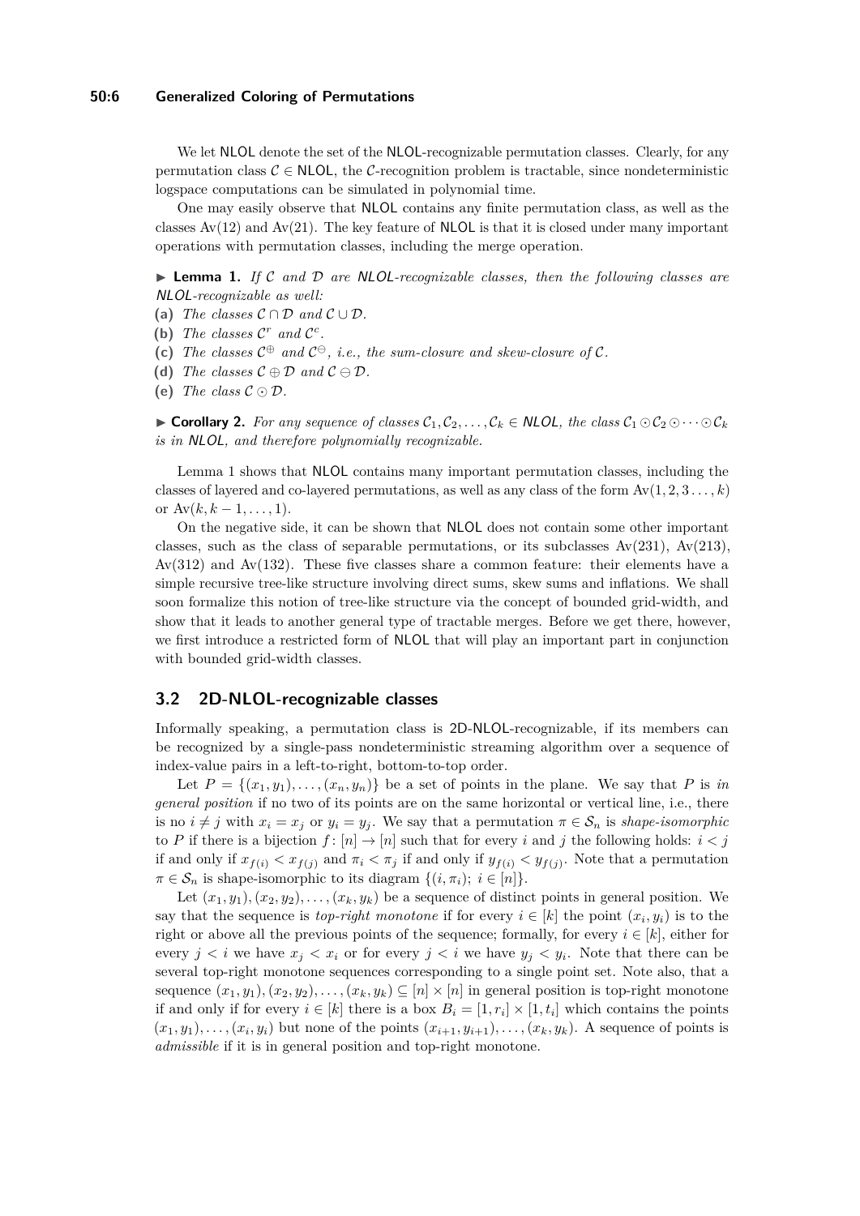We let NLOL denote the set of the NLOL-recognizable permutation classes. Clearly, for any permutation class $\mathcal{C} \in \mathsf{NLOL}$, the $\mathcal{C}$-recognition problem is tractable, since nondeterministic logspace computations can be simulated in polynomial time.

One may easily observe that NLOL contains any finite permutation class, as well as the classes $\mathrm{Av}(12)$ and $\mathrm{Av}(21)$. The key feature of NLOL is that it is closed under many important operations with permutation classes, including the merge operation.

▶ **Lemma 1.** *If $\mathcal{C}$ and $\mathcal{D}$ are NLOL-recognizable classes, then the following classes are NLOL-recognizable as well:*

**(a)** *The classes $\mathcal{C} \cap \mathcal{D}$ and $\mathcal{C} \cup \mathcal{D}$.*
**(b)** *The classes $\mathcal{C}^r$ and $\mathcal{C}^c$.*
**(c)** *The classes $\mathcal{C}^{\oplus}$ and $\mathcal{C}^{\ominus}$, i.e., the sum-closure and skew-closure of $\mathcal{C}$.*
**(d)** *The classes $\mathcal{C} \oplus \mathcal{D}$ and $\mathcal{C} \ominus \mathcal{D}$.*
**(e)** *The class $\mathcal{C} \odot \mathcal{D}$.*

▶ **Corollary 2.** *For any sequence of classes $\mathcal{C}_1, \mathcal{C}_2, \dots, \mathcal{C}_k \in \mathsf{NLOL}$, the class $\mathcal{C}_1 \odot \mathcal{C}_2 \odot \cdots \odot \mathcal{C}_k$ is in NLOL, and therefore polynomially recognizable.*

Lemma 1 shows that NLOL contains many important permutation classes, including the classes of layered and co-layered permutations, as well as any class of the form $\mathrm{Av}(1, 2, 3 \dots, k)$ or $\mathrm{Av}(k, k-1, \dots, 1)$.

On the negative side, it can be shown that NLOL does not contain some other important classes, such as the class of separable permutations, or its subclasses $\mathrm{Av}(231)$, $\mathrm{Av}(213)$, $\mathrm{Av}(312)$ and $\mathrm{Av}(132)$. These five classes share a common feature: their elements have a simple recursive tree-like structure involving direct sums, skew sums and inflations. We shall soon formalize this notion of tree-like structure via the concept of bounded grid-width, and show that it leads to another general type of tractable merges. Before we get there, however, we first introduce a restricted form of NLOL that will play an important part in conjunction with bounded grid-width classes.

## 3.2 2D-NLOL-recognizable classes

Informally speaking, a permutation class is 2D-NLOL-recognizable, if its members can be recognized by a single-pass nondeterministic streaming algorithm over a sequence of index-value pairs in a left-to-right, bottom-to-top order.

Let $P = \{(x_1, y_1), \dots, (x_n, y_n)\}$ be a set of points in the plane. We say that $P$ is *in general position* if no two of its points are on the same horizontal or vertical line, i.e., there is no $i \neq j$ with $x_i = x_j$ or $y_i = y_j$. We say that a permutation $\pi \in \mathcal{S}_n$ is *shape-isomorphic* to $P$ if there is a bijection $f : [n] \to [n]$ such that for every $i$ and $j$ the following holds: $i < j$ if and only if $x_{f(i)} < x_{f(j)}$ and $\pi_i < \pi_j$ if and only if $y_{f(i)} < y_{f(j)}$. Note that a permutation $\pi \in \mathcal{S}_n$ is shape-isomorphic to its diagram $\{(i, \pi_i);\ i \in [n]\}$.

Let $(x_1, y_1), (x_2, y_2), \dots, (x_k, y_k)$ be a sequence of distinct points in general position. We say that the sequence is *top-right monotone* if for every $i \in [k]$ the point $(x_i, y_i)$ is to the right or above all the previous points of the sequence; formally, for every $i \in [k]$, either for every $j < i$ we have $x_j < x_i$ or for every $j < i$ we have $y_j < y_i$. Note that there can be several top-right monotone sequences corresponding to a single point set. Note also, that a sequence $(x_1, y_1), (x_2, y_2), \dots, (x_k, y_k) \subseteq [n] \times [n]$ in general position is top-right monotone if and only if for every $i \in [k]$ there is a box $B_i = [1, r_i] \times [1, t_i]$ which contains the points $(x_1, y_1), \dots, (x_i, y_i)$ but none of the points $(x_{i+1}, y_{i+1}), \dots, (x_k, y_k)$. A sequence of points is *admissible* if it is in general position and top-right monotone.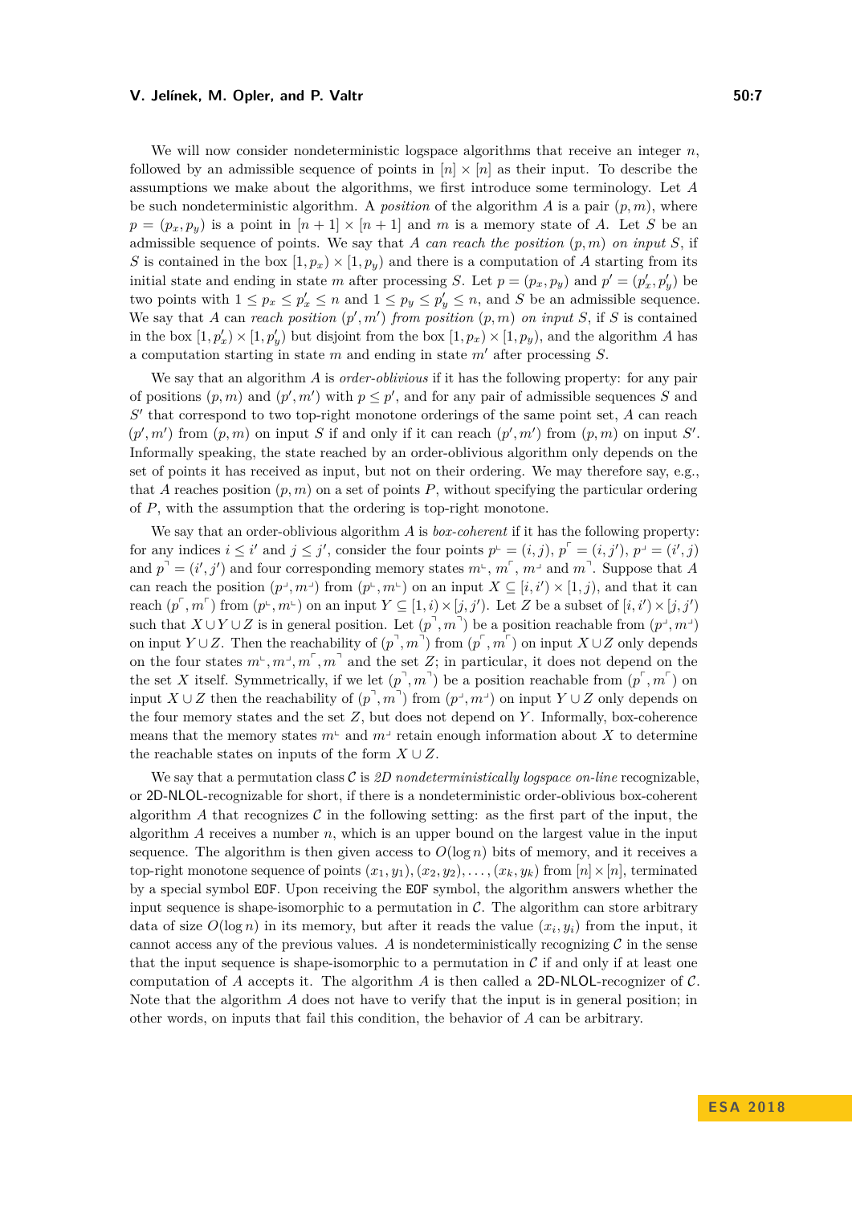We will now consider nondeterministic logspace algorithms that receive an integer $n$, followed by an admissible sequence of points in $[n] \times [n]$ as their input. To describe the assumptions we make about the algorithms, we first introduce some terminology. Let $A$ be such nondeterministic algorithm. A *position* of the algorithm $A$ is a pair $(p, m)$, where $p = (p_x, p_y)$ is a point in $[n+1] \times [n+1]$ and $m$ is a memory state of $A$. Let $S$ be an admissible sequence of points. We say that $A$ *can reach the position* $(p, m)$ *on input* $S$, if $S$ is contained in the box $[1, p_x) \times [1, p_y)$ and there is a computation of $A$ starting from its initial state and ending in state $m$ after processing $S$. Let $p = (p_x, p_y)$ and $p' = (p'_x, p'_y)$ be two points with $1 \le p_x \le p'_x \le n$ and $1 \le p_y \le p'_y \le n$, and $S$ be an admissible sequence. We say that $A$ can *reach position* $(p', m')$ *from position* $(p, m)$ *on input* $S$, if $S$ is contained in the box $[1, p'_x) \times [1, p'_y)$ but disjoint from the box $[1, p_x) \times [1, p_y)$, and the algorithm $A$ has a computation starting in state $m$ and ending in state $m'$ after processing $S$.

We say that an algorithm $A$ is *order-oblivious* if it has the following property: for any pair of positions $(p, m)$ and $(p', m')$ with $p \le p'$, and for any pair of admissible sequences $S$ and $S'$ that correspond to two top-right monotone orderings of the same point set, $A$ can reach $(p', m')$ from $(p, m)$ on input $S$ if and only if it can reach $(p', m')$ from $(p, m)$ on input $S'$. Informally speaking, the state reached by an order-oblivious algorithm only depends on the set of points it has received as input, but not on their ordering. We may therefore say, e.g., that $A$ reaches position $(p, m)$ on a set of points $P$, without specifying the particular ordering of $P$, with the assumption that the ordering is top-right monotone.

We say that an order-oblivious algorithm $A$ is *box-coherent* if it has the following property: for any indices $i \le i'$ and $j \le j'$, consider the four points $p^{\llcorner} = (i, j)$, $p^{\ulcorner} = (i, j')$, $p^{\lrcorner} = (i', j)$ and $p^{\urcorner} = (i', j')$ and four corresponding memory states $m^{\llcorner}$, $m^{\ulcorner}$, $m^{\lrcorner}$ and $m^{\urcorner}$. Suppose that $A$ can reach the position $(p^{\lrcorner}, m^{\lrcorner})$ from $(p^{\llcorner}, m^{\llcorner})$ on an input $X \subseteq [i, i') \times [1, j)$, and that it can reach $(p^{\ulcorner}, m^{\ulcorner})$ from $(p^{\llcorner}, m^{\llcorner})$ on an input $Y \subseteq [1, i) \times [j, j')$. Let $Z$ be a subset of $[i, i') \times [j, j')$ such that $X \cup Y \cup Z$ is in general position. Let $(p^{\urcorner}, m^{\urcorner})$ be a position reachable from $(p^{\lrcorner}, m^{\lrcorner})$ on input $Y \cup Z$. Then the reachability of $(p^{\urcorner}, m^{\urcorner})$ from $(p^{\ulcorner}, m^{\ulcorner})$ on input $X \cup Z$ only depends on the four states $m^{\llcorner}, m^{\lrcorner}, m^{\ulcorner}, m^{\urcorner}$ and the set $Z$; in particular, it does not depend on the the set $X$ itself. Symmetrically, if we let $(p^{\urcorner}, m^{\urcorner})$ be a position reachable from $(p^{\ulcorner}, m^{\ulcorner})$ on input $X \cup Z$ then the reachability of $(p^{\urcorner}, m^{\urcorner})$ from $(p^{\lrcorner}, m^{\lrcorner})$ on input $Y \cup Z$ only depends on the four memory states and the set $Z$, but does not depend on $Y$. Informally, box-coherence means that the memory states $m^{\llcorner}$ and $m^{\lrcorner}$ retain enough information about $X$ to determine the reachable states on inputs of the form $X \cup Z$.

We say that a permutation class $\mathcal{C}$ is *2D nondeterministically logspace on-line* recognizable, or 2D-NLOL-recognizable for short, if there is a nondeterministic order-oblivious box-coherent algorithm $A$ that recognizes $\mathcal{C}$ in the following setting: as the first part of the input, the algorithm $A$ receives a number $n$, which is an upper bound on the largest value in the input sequence. The algorithm is then given access to $O(\log n)$ bits of memory, and it receives a top-right monotone sequence of points $(x_1, y_1), (x_2, y_2), \ldots, (x_k, y_k)$ from $[n] \times [n]$, terminated by a special symbol `EOF`. Upon receiving the `EOF` symbol, the algorithm answers whether the input sequence is shape-isomorphic to a permutation in $\mathcal{C}$. The algorithm can store arbitrary data of size $O(\log n)$ in its memory, but after it reads the value $(x_i, y_i)$ from the input, it cannot access any of the previous values. $A$ is nondeterministically recognizing $\mathcal{C}$ in the sense that the input sequence is shape-isomorphic to a permutation in $\mathcal{C}$ if and only if at least one computation of $A$ accepts it. The algorithm $A$ is then called a 2D-NLOL-recognizer of $\mathcal{C}$. Note that the algorithm $A$ does not have to verify that the input is in general position; in other words, on inputs that fail this condition, the behavior of $A$ can be arbitrary.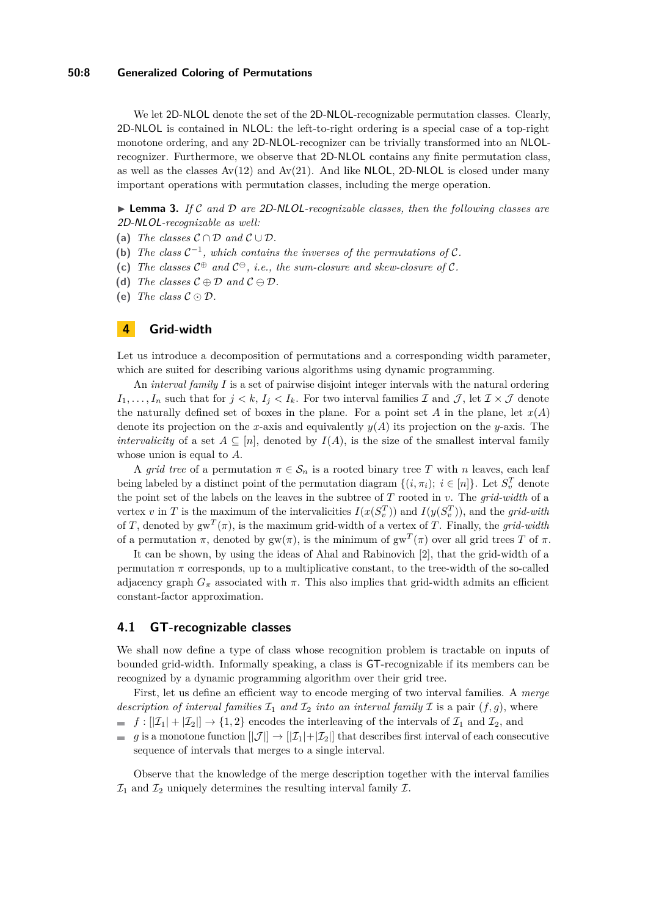We let 2D-NLOL denote the set of the 2D-NLOL-recognizable permutation classes. Clearly, 2D-NLOL is contained in NLOL: the left-to-right ordering is a special case of a top-right monotone ordering, and any 2D-NLOL-recognizer can be trivially transformed into an NLOL-recognizer. Furthermore, we observe that 2D-NLOL contains any finite permutation class, as well as the classes Av(12) and Av(21). And like NLOL, 2D-NLOL is closed under many important operations with permutation classes, including the merge operation.

▶ **Lemma 3.** *If $\mathcal{C}$ and $\mathcal{D}$ are 2D-NLOL-recognizable classes, then the following classes are 2D-NLOL-recognizable as well:*

**(a)** *The classes $\mathcal{C} \cap \mathcal{D}$ and $\mathcal{C} \cup \mathcal{D}$.*
**(b)** *The class $\mathcal{C}^{-1}$, which contains the inverses of the permutations of $\mathcal{C}$.*
**(c)** *The classes $\mathcal{C}^{\oplus}$ and $\mathcal{C}^{\ominus}$, i.e., the sum-closure and skew-closure of $\mathcal{C}$.*
**(d)** *The classes $\mathcal{C} \oplus \mathcal{D}$ and $\mathcal{C} \ominus \mathcal{D}$.*
**(e)** *The class $\mathcal{C} \odot \mathcal{D}$.*

# 4 Grid-width

Let us introduce a decomposition of permutations and a corresponding width parameter, which are suited for describing various algorithms using dynamic programming.

An *interval family* $I$ is a set of pairwise disjoint integer intervals with the natural ordering $I_1, \dots, I_n$ such that for $j < k$, $I_j < I_k$. For two interval families $\mathcal{I}$ and $\mathcal{J}$, let $\mathcal{I} \times \mathcal{J}$ denote the naturally defined set of boxes in the plane. For a point set $A$ in the plane, let $x(A)$ denote its projection on the $x$-axis and equivalently $y(A)$ its projection on the $y$-axis. The *intervalicity* of a set $A \subseteq [n]$, denoted by $I(A)$, is the size of the smallest interval family whose union is equal to $A$.

A *grid tree* of a permutation $\pi \in \mathcal{S}_n$ is a rooted binary tree $T$ with $n$ leaves, each leaf being labeled by a distinct point of the permutation diagram $\{(i, \pi_i);\ i \in [n]\}$. Let $S_v^T$ denote the point set of the labels on the leaves in the subtree of $T$ rooted in $v$. The *grid-width* of a vertex $v$ in $T$ is the maximum of the intervalicities $I(x(S_v^T))$ and $I(y(S_v^T))$, and the *grid-with* of $T$, denoted by $\mathrm{gw}^T(\pi)$, is the maximum grid-width of a vertex of $T$. Finally, the *grid-width* of a permutation $\pi$, denoted by $\mathrm{gw}(\pi)$, is the minimum of $\mathrm{gw}^T(\pi)$ over all grid trees $T$ of $\pi$.

It can be shown, by using the ideas of Ahal and Rabinovich [2], that the grid-width of a permutation $\pi$ corresponds, up to a multiplicative constant, to the tree-width of the so-called adjacency graph $G_\pi$ associated with $\pi$. This also implies that grid-width admits an efficient constant-factor approximation.

## 4.1 GT-recognizable classes

We shall now define a type of class whose recognition problem is tractable on inputs of bounded grid-width. Informally speaking, a class is GT-recognizable if its members can be recognized by a dynamic programming algorithm over their grid tree.

First, let us define an efficient way to encode merging of two interval families. A *merge description of interval families $\mathcal{I}_1$ and $\mathcal{I}_2$ into an interval family $\mathcal{I}$* is a pair $(f, g)$, where

- $f : [|\mathcal{I}_1| + |\mathcal{I}_2|] \to \{1, 2\}$ encodes the interleaving of the intervals of $\mathcal{I}_1$ and $\mathcal{I}_2$, and
- $g$ is a monotone function $[|\mathcal{J}|] \to [|\mathcal{I}_1|+|\mathcal{I}_2|]$ that describes first interval of each consecutive sequence of intervals that merges to a single interval.

Observe that the knowledge of the merge description together with the interval families $\mathcal{I}_1$ and $\mathcal{I}_2$ uniquely determines the resulting interval family $\mathcal{I}$.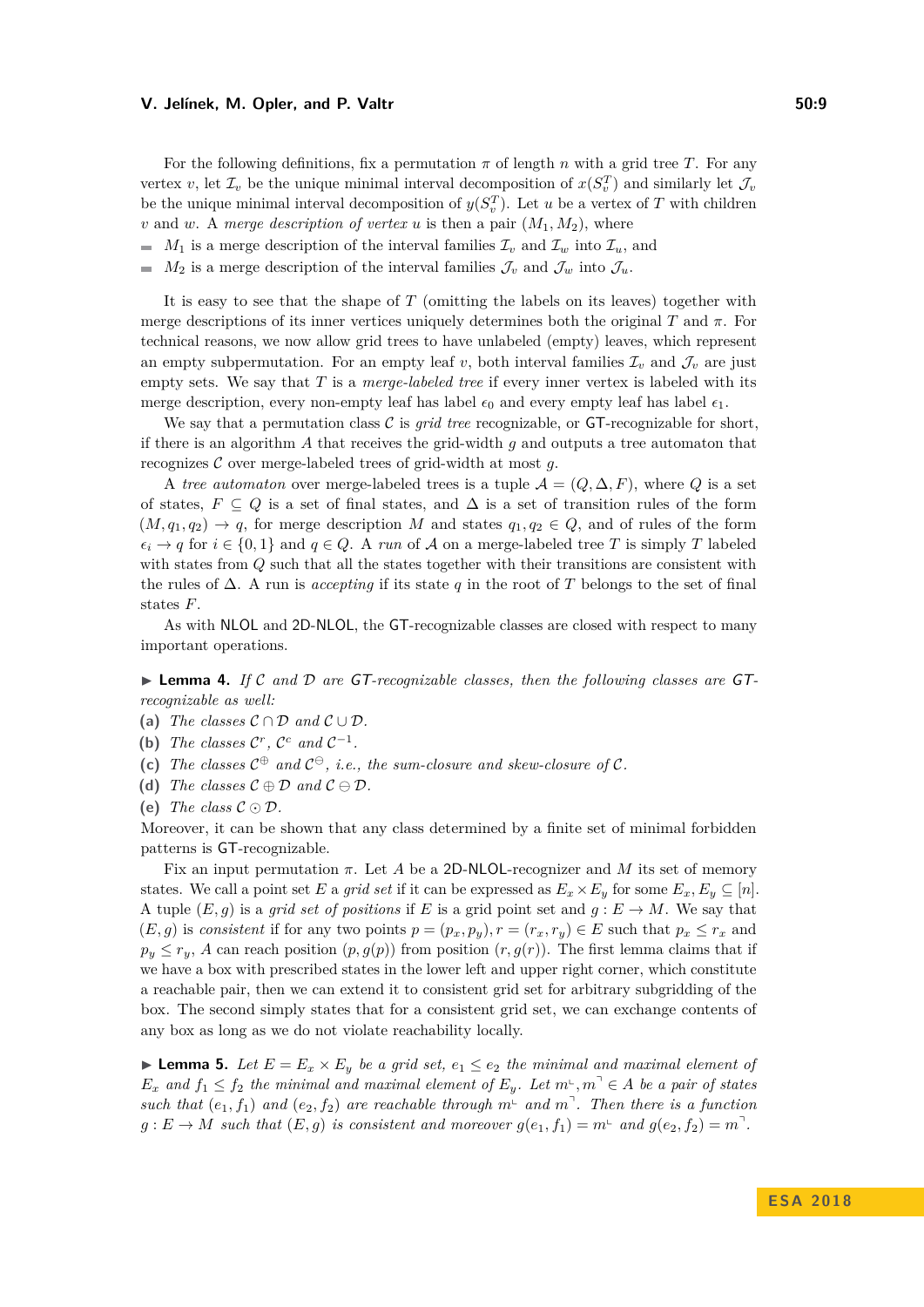For the following definitions, fix a permutation $\pi$ of length $n$ with a grid tree $T$. For any vertex $v$, let $\mathcal{I}_v$ be the unique minimal interval decomposition of $x(S^T_v)$ and similarly let $\mathcal{J}_v$ be the unique minimal interval decomposition of $y(S^T_v)$. Let $u$ be a vertex of $T$ with children $v$ and $w$. A *merge description of vertex* $u$ is then a pair $(M_1, M_2)$, where

- $M_1$ is a merge description of the interval families $\mathcal{I}_v$ and $\mathcal{I}_w$ into $\mathcal{I}_u$, and
- $M_2$ is a merge description of the interval families $\mathcal{J}_v$ and $\mathcal{J}_w$ into $\mathcal{J}_u$.

It is easy to see that the shape of $T$ (omitting the labels on its leaves) together with merge descriptions of its inner vertices uniquely determines both the original $T$ and $\pi$. For technical reasons, we now allow grid trees to have unlabeled (empty) leaves, which represent an empty subpermutation. For an empty leaf $v$, both interval families $\mathcal{I}_v$ and $\mathcal{J}_v$ are just empty sets. We say that $T$ is a *merge-labeled tree* if every inner vertex is labeled with its merge description, every non-empty leaf has label $\epsilon_0$ and every empty leaf has label $\epsilon_1$.

We say that a permutation class $\mathcal{C}$ is *grid tree* recognizable, or GT-recognizable for short, if there is an algorithm $A$ that receives the grid-width $g$ and outputs a tree automaton that recognizes $\mathcal{C}$ over merge-labeled trees of grid-width at most $g$.

A *tree automaton* over merge-labeled trees is a tuple $\mathcal{A} = (Q, \Delta, F)$, where $Q$ is a set of states, $F \subseteq Q$ is a set of final states, and $\Delta$ is a set of transition rules of the form $(M, q_1, q_2) \to q$, for merge description $M$ and states $q_1, q_2 \in Q$, and of rules of the form $\epsilon_i \to q$ for $i \in \{0, 1\}$ and $q \in Q$. A *run* of $\mathcal{A}$ on a merge-labeled tree $T$ is simply $T$ labeled with states from $Q$ such that all the states together with their transitions are consistent with the rules of $\Delta$. A run is *accepting* if its state $q$ in the root of $T$ belongs to the set of final states $F$.

As with NLOL and 2D-NLOL, the GT-recognizable classes are closed with respect to many important operations.

▶ **Lemma 4.** *If $\mathcal{C}$ and $\mathcal{D}$ are GT-recognizable classes, then the following classes are GT-recognizable as well:*

**(a)** *The classes $\mathcal{C} \cap \mathcal{D}$ and $\mathcal{C} \cup \mathcal{D}$.*
**(b)** *The classes $\mathcal{C}^r$, $\mathcal{C}^c$ and $\mathcal{C}^{-1}$.*
**(c)** *The classes $\mathcal{C}^{\oplus}$ and $\mathcal{C}^{\ominus}$, i.e., the sum-closure and skew-closure of $\mathcal{C}$.*
**(d)** *The classes $\mathcal{C} \oplus \mathcal{D}$ and $\mathcal{C} \ominus \mathcal{D}$.*
**(e)** *The class $\mathcal{C} \odot \mathcal{D}$.*

Moreover, it can be shown that any class determined by a finite set of minimal forbidden patterns is GT-recognizable.

Fix an input permutation $\pi$. Let $A$ be a 2D-NLOL-recognizer and $M$ its set of memory states. We call a point set $E$ a *grid set* if it can be expressed as $E_x \times E_y$ for some $E_x, E_y \subseteq [n]$. A tuple $(E, g)$ is a *grid set of positions* if $E$ is a grid point set and $g : E \to M$. We say that $(E, g)$ is *consistent* if for any two points $p = (p_x, p_y), r = (r_x, r_y) \in E$ such that $p_x \le r_x$ and $p_y \le r_y$, $A$ can reach position $(p, g(p))$ from position $(r, g(r))$. The first lemma claims that if we have a box with prescribed states in the lower left and upper right corner, which constitute a reachable pair, then we can extend it to consistent grid set for arbitrary subgridding of the box. The second simply states that for a consistent grid set, we can exchange contents of any box as long as we do not violate reachability locally.

▶ **Lemma 5.** *Let $E = E_x \times E_y$ be a grid set, $e_1 \le e_2$ the minimal and maximal element of $E_x$ and $f_1 \le f_2$ the minimal and maximal element of $E_y$. Let $m^{\llcorner}, m^{\urcorner} \in A$ be a pair of states such that $(e_1, f_1)$ and $(e_2, f_2)$ are reachable through $m^{\llcorner}$ and $m^{\urcorner}$. Then there is a function $g : E \to M$ such that $(E, g)$ is consistent and moreover $g(e_1, f_1) = m^{\llcorner}$ and $g(e_2, f_2) = m^{\urcorner}$.*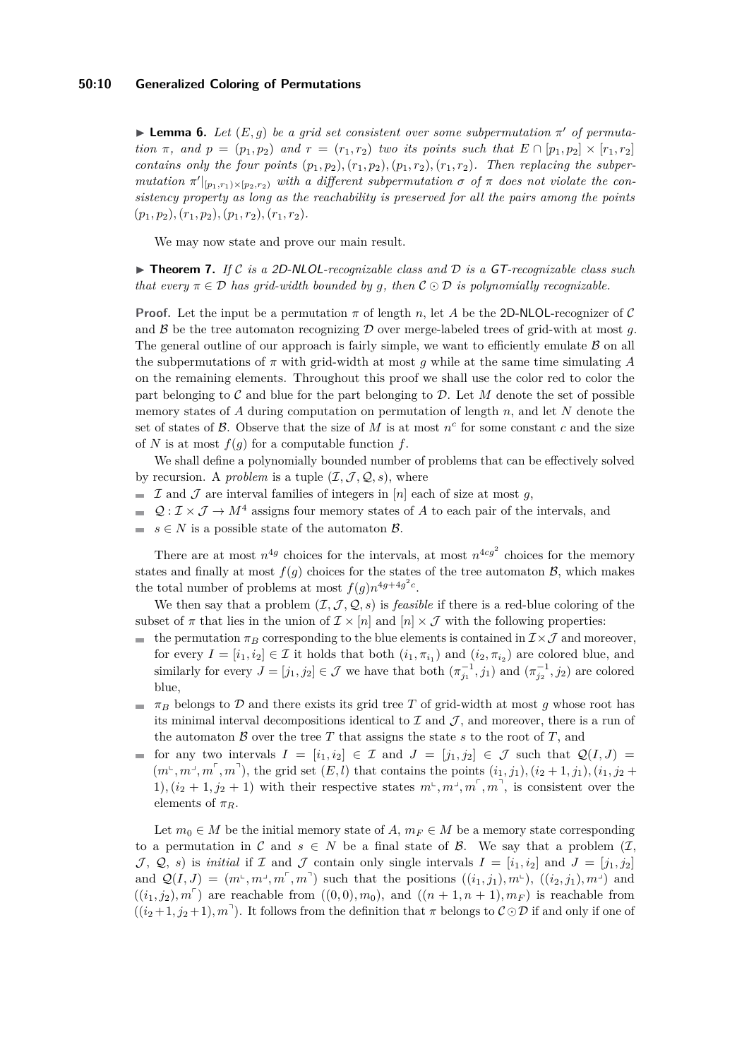▶ **Lemma 6.** *Let $(E, g)$ be a grid set consistent over some subpermutation $\pi'$ of permutation $\pi$, and $p = (p_1, p_2)$ and $r = (r_1, r_2)$ two its points such that $E \cap [p_1, p_2] \times [r_1, r_2]$ contains only the four points $(p_1, p_2), (r_1, p_2), (p_1, r_2), (r_1, r_2)$. Then replacing the subpermutation $\pi'|_{[p_1, r_1) \times [p_2, r_2)}$ with a different subpermutation $\sigma$ of $\pi$ does not violate the consistency property as long as the reachability is preserved for all the pairs among the points $(p_1, p_2), (r_1, p_2), (p_1, r_2), (r_1, r_2)$.*

We may now state and prove our main result.

▶ **Theorem 7.** *If $\mathcal{C}$ is a 2D-NLOL-recognizable class and $\mathcal{D}$ is a GT-recognizable class such that every $\pi \in \mathcal{D}$ has grid-width bounded by $g$, then $\mathcal{C} \odot \mathcal{D}$ is polynomially recognizable.*

**Proof.** Let the input be a permutation $\pi$ of length $n$, let $A$ be the 2D-NLOL-recognizer of $\mathcal{C}$ and $\mathcal{B}$ be the tree automaton recognizing $\mathcal{D}$ over merge-labeled trees of grid-with at most $g$. The general outline of our approach is fairly simple, we want to efficiently emulate $\mathcal{B}$ on all the subpermutations of $\pi$ with grid-width at most $g$ while at the same time simulating $A$ on the remaining elements. Throughout this proof we shall use the color red to color the part belonging to $\mathcal{C}$ and blue for the part belonging to $\mathcal{D}$. Let $M$ denote the set of possible memory states of $A$ during computation on permutation of length $n$, and let $N$ denote the set of states of $\mathcal{B}$. Observe that the size of $M$ is at most $n^c$ for some constant $c$ and the size of $N$ is at most $f(g)$ for a computable function $f$.

We shall define a polynomially bounded number of problems that can be effectively solved by recursion. A *problem* is a tuple $(\mathcal{I}, \mathcal{J}, \mathcal{Q}, s)$, where

- $\mathcal{I}$ and $\mathcal{J}$ are interval families of integers in $[n]$ each of size at most $g$,
- $\mathcal{Q} : \mathcal{I} \times \mathcal{J} \to M^4$ assigns four memory states of $A$ to each pair of the intervals, and
- $s \in N$ is a possible state of the automaton $\mathcal{B}$.

There are at most $n^{4g}$ choices for the intervals, at most $n^{4cg^2}$ choices for the memory states and finally at most $f(g)$ choices for the states of the tree automaton $\mathcal{B}$, which makes the total number of problems at most $f(g)n^{4g+4g^2c}$.

We then say that a problem $(\mathcal{I}, \mathcal{J}, \mathcal{Q}, s)$ is *feasible* if there is a red-blue coloring of the subset of $\pi$ that lies in the union of $\mathcal{I} \times [n]$ and $[n] \times \mathcal{J}$ with the following properties:

- the permutation $\pi_B$ corresponding to the blue elements is contained in $\mathcal{I} \times \mathcal{J}$ and moreover, for every $I = [i_1, i_2] \in \mathcal{I}$ it holds that both $(i_1, \pi_{i_1})$ and $(i_2, \pi_{i_2})$ are colored blue, and similarly for every $J = [j_1, j_2] \in \mathcal{J}$ we have that both $(\pi^{-1}_{j_1}, j_1)$ and $(\pi^{-1}_{j_2}, j_2)$ are colored blue,
- $\pi_B$ belongs to $\mathcal{D}$ and there exists its grid tree $T$ of grid-width at most $g$ whose root has its minimal interval decompositions identical to $\mathcal{I}$ and $\mathcal{J}$, and moreover, there is a run of the automaton $\mathcal{B}$ over the tree $T$ that assigns the state $s$ to the root of $T$, and
- for any two intervals $I = [i_1, i_2] \in \mathcal{I}$ and $J = [j_1, j_2] \in \mathcal{J}$ such that $\mathcal{Q}(I, J) = (m^{\llcorner}, m^{\lrcorner}, m^{\ulcorner}, m^{\urcorner})$, the grid set $(E, l)$ that contains the points $(i_1, j_1), (i_2 + 1, j_1), (i_1, j_2 + 1), (i_2 + 1, j_2 + 1)$ with their respective states $m^{\llcorner}, m^{\lrcorner}, m^{\ulcorner}, m^{\urcorner}$, is consistent over the elements of $\pi_R$.

Let $m_0 \in M$ be the initial memory state of $A$, $m_F \in M$ be a memory state corresponding to a permutation in $\mathcal{C}$ and $s \in N$ be a final state of $\mathcal{B}$. We say that a problem $(\mathcal{I}, \mathcal{J}, \mathcal{Q}, s)$ is *initial* if $\mathcal{I}$ and $\mathcal{J}$ contain only single intervals $I = [i_1, i_2]$ and $J = [j_1, j_2]$ and $\mathcal{Q}(I, J) = (m^{\llcorner}, m^{\lrcorner}, m^{\ulcorner}, m^{\urcorner})$ such that the positions $((i_1, j_1), m^{\llcorner})$, $((i_2, j_1), m^{\lrcorner})$ and $((i_1, j_2), m^{\ulcorner})$ are reachable from $((0, 0), m_0)$, and $((n + 1, n + 1), m_F)$ is reachable from $((i_2 + 1, j_2 + 1), m^{\urcorner})$. It follows from the definition that $\pi$ belongs to $\mathcal{C} \odot \mathcal{D}$ if and only if one of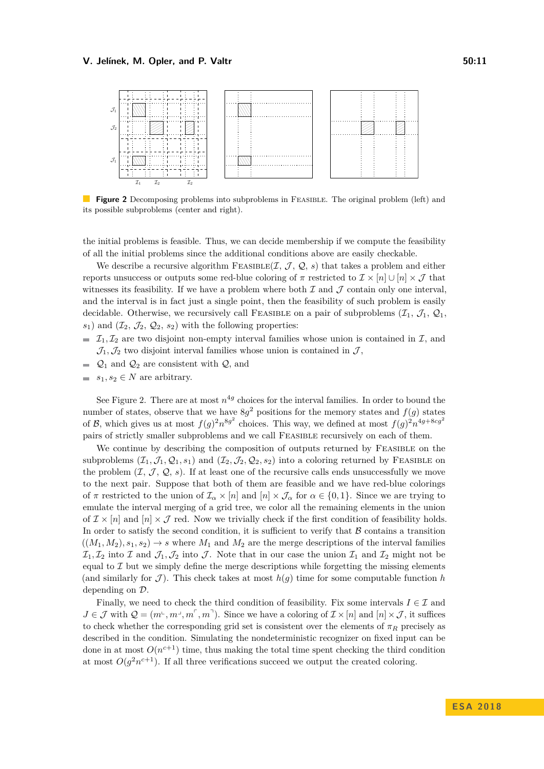**Figure 2** Decomposing problems into subproblems in FEASIBLE. The original problem (left) and its possible subproblems (center and right).

the initial problems is feasible. Thus, we can decide membership if we compute the feasibility of all the initial problems since the additional conditions above are easily checkable.

We describe a recursive algorithm FEASIBLE($\mathcal{I}$, $\mathcal{J}$, $\mathcal{Q}$, $s$) that takes a problem and either reports unsuccess or outputs some red-blue coloring of $\pi$ restricted to $\mathcal{I} \times [n] \cup [n] \times \mathcal{J}$ that witnesses its feasibility. If we have a problem where both $\mathcal{I}$ and $\mathcal{J}$ contain only one interval, and the interval is in fact just a single point, then the feasibility of such problem is easily decidable. Otherwise, we recursively call FEASIBLE on a pair of subproblems ($\mathcal{I}_1$, $\mathcal{J}_1$, $\mathcal{Q}_1$, $s_1$) and ($\mathcal{I}_2$, $\mathcal{J}_2$, $\mathcal{Q}_2$, $s_2$) with the following properties:

- $\mathcal{I}_1, \mathcal{I}_2$ are two disjoint non-empty interval families whose union is contained in $\mathcal{I}$, and $\mathcal{J}_1, \mathcal{J}_2$ two disjoint interval families whose union is contained in $\mathcal{J}$,
- $\mathcal{Q}_1$ and $\mathcal{Q}_2$ are consistent with $\mathcal{Q}$, and
- $s_1, s_2 \in N$ are arbitrary.

See Figure 2. There are at most $n^{4g}$ choices for the interval families. In order to bound the number of states, observe that we have $8g^2$ positions for the memory states and $f(g)$ states of $\mathcal{B}$, which gives us at most $f(g)^2 n^{8g^2}$ choices. This way, we defined at most $f(g)^2 n^{4g+8cg^2}$ pairs of strictly smaller subproblems and we call FEASIBLE recursively on each of them.

We continue by describing the composition of outputs returned by FEASIBLE on the subproblems ($\mathcal{I}_1, \mathcal{J}_1, \mathcal{Q}_1, s_1$) and ($\mathcal{I}_2, \mathcal{J}_2, \mathcal{Q}_2, s_2$) into a coloring returned by FEASIBLE on the problem ($\mathcal{I}$, $\mathcal{J}$, $\mathcal{Q}$, $s$). If at least one of the recursive calls ends unsuccessfully we move to the next pair. Suppose that both of them are feasible and we have red-blue colorings of $\pi$ restricted to the union of $\mathcal{I}_\alpha \times [n]$ and $[n] \times \mathcal{J}_\alpha$ for $\alpha \in \{0, 1\}$. Since we are trying to emulate the interval merging of a grid tree, we color all the remaining elements in the union of $\mathcal{I} \times [n]$ and $[n] \times \mathcal{J}$ red. Now we trivially check if the first condition of feasibility holds. In order to satisfy the second condition, it is sufficient to verify that $\mathcal{B}$ contains a transition $((M_1, M_2), s_1, s_2) \to s$ where $M_1$ and $M_2$ are the merge descriptions of the interval families $\mathcal{I}_1, \mathcal{I}_2$ into $\mathcal{I}$ and $\mathcal{J}_1, \mathcal{J}_2$ into $\mathcal{J}$. Note that in our case the union $\mathcal{I}_1$ and $\mathcal{I}_2$ might not be equal to $\mathcal{I}$ but we simply define the merge descriptions while forgetting the missing elements (and similarly for $\mathcal{J}$). This check takes at most $h(g)$ time for some computable function $h$ depending on $\mathcal{D}$.

Finally, we need to check the third condition of feasibility. Fix some intervals $I \in \mathcal{I}$ and $J \in \mathcal{J}$ with $\mathcal{Q} = (m^{\llcorner}, m^{\lrcorner}, m^{\ulcorner}, m^{\urcorner})$. Since we have a coloring of $\mathcal{I} \times [n]$ and $[n] \times \mathcal{J}$, it suffices to check whether the corresponding grid set is consistent over the elements of $\pi_R$ precisely as described in the condition. Simulating the nondeterministic recognizer on fixed input can be done in at most $O(n^{c+1})$ time, thus making the total time spent checking the third condition at most $O(g^2 n^{c+1})$. If all three verifications succeed we output the created coloring.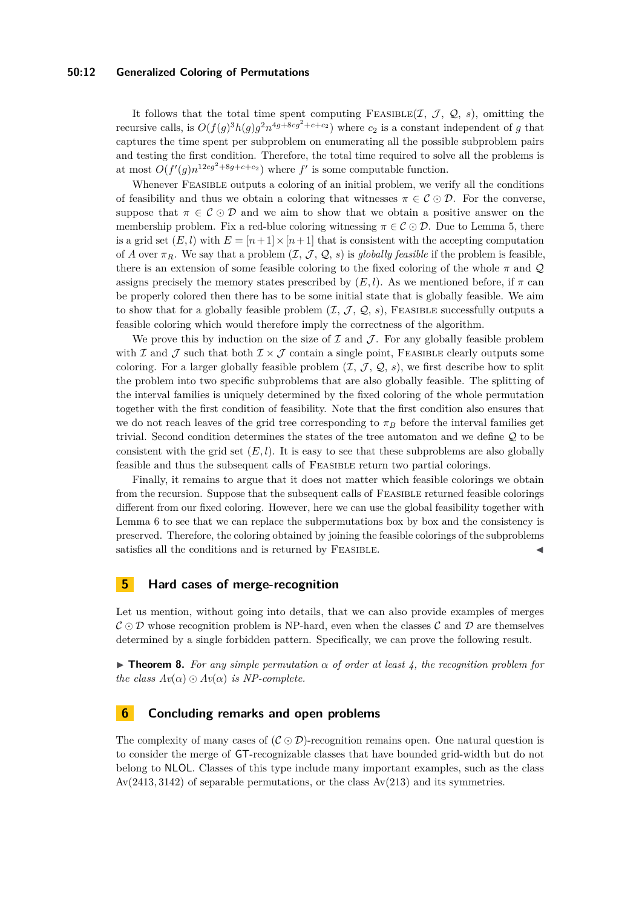It follows that the total time spent computing $\textsc{Feasible}(\mathcal{I},\ \mathcal{J},\ \mathcal{Q},\ s)$, omitting the recursive calls, is $O(f(g)^3 h(g) g^2 n^{4g+8cg^2+c+c_2})$ where $c_2$ is a constant independent of $g$ that captures the time spent per subproblem on enumerating all the possible subproblem pairs and testing the first condition. Therefore, the total time required to solve all the problems is at most $O(f'(g) n^{12cg^2+8g+c+c_2})$ where $f'$ is some computable function.

Whenever $\textsc{Feasible}$ outputs a coloring of an initial problem, we verify all the conditions of feasibility and thus we obtain a coloring that witnesses $\pi \in \mathcal{C} \odot \mathcal{D}$. For the converse, suppose that $\pi \in \mathcal{C} \odot \mathcal{D}$ and we aim to show that we obtain a positive answer on the membership problem. Fix a red-blue coloring witnessing $\pi \in \mathcal{C} \odot \mathcal{D}$. Due to Lemma 5, there is a grid set $(E, l)$ with $E = [n+1] \times [n+1]$ that is consistent with the accepting computation of $A$ over $\pi_R$. We say that a problem $(\mathcal{I},\ \mathcal{J},\ \mathcal{Q},\ s)$ is *globally feasible* if the problem is feasible, there is an extension of some feasible coloring to the fixed coloring of the whole $\pi$ and $\mathcal{Q}$ assigns precisely the memory states prescribed by $(E, l)$. As we mentioned before, if $\pi$ can be properly colored then there has to be some initial state that is globally feasible. We aim to show that for a globally feasible problem $(\mathcal{I},\ \mathcal{J},\ \mathcal{Q},\ s)$, $\textsc{Feasible}$ successfully outputs a feasible coloring which would therefore imply the correctness of the algorithm.

We prove this by induction on the size of $\mathcal{I}$ and $\mathcal{J}$. For any globally feasible problem with $\mathcal{I}$ and $\mathcal{J}$ such that both $\mathcal{I} \times \mathcal{J}$ contain a single point, $\textsc{Feasible}$ clearly outputs some coloring. For a larger globally feasible problem $(\mathcal{I},\ \mathcal{J},\ \mathcal{Q},\ s)$, we first describe how to split the problem into two specific subproblems that are also globally feasible. The splitting of the interval families is uniquely determined by the fixed coloring of the whole permutation together with the first condition of feasibility. Note that the first condition also ensures that we do not reach leaves of the grid tree corresponding to $\pi_B$ before the interval families get trivial. Second condition determines the states of the tree automaton and we define $\mathcal{Q}$ to be consistent with the grid set $(E, l)$. It is easy to see that these subproblems are also globally feasible and thus the subsequent calls of $\textsc{Feasible}$ return two partial colorings.

Finally, it remains to argue that it does not matter which feasible colorings we obtain from the recursion. Suppose that the subsequent calls of $\textsc{Feasible}$ returned feasible colorings different from our fixed coloring. However, here we can use the global feasibility together with Lemma 6 to see that we can replace the subpermutations box by box and the consistency is preserved. Therefore, the coloring obtained by joining the feasible colorings of the subproblems satisfies all the conditions and is returned by $\textsc{Feasible}$. ◀

## 5 Hard cases of merge-recognition

Let us mention, without going into details, that we can also provide examples of merges $\mathcal{C} \odot \mathcal{D}$ whose recognition problem is NP-hard, even when the classes $\mathcal{C}$ and $\mathcal{D}$ are themselves determined by a single forbidden pattern. Specifically, we can prove the following result.

▶ **Theorem 8.** *For any simple permutation $\alpha$ of order at least 4, the recognition problem for the class $Av(\alpha) \odot Av(\alpha)$ is NP-complete.*

## 6 Concluding remarks and open problems

The complexity of many cases of $(\mathcal{C} \odot \mathcal{D})$-recognition remains open. One natural question is to consider the merge of GT-recognizable classes that have bounded grid-width but do not belong to NLOL. Classes of this type include many important examples, such as the class $\mathrm{Av}(2413, 3142)$ of separable permutations, or the class $\mathrm{Av}(213)$ and its symmetries.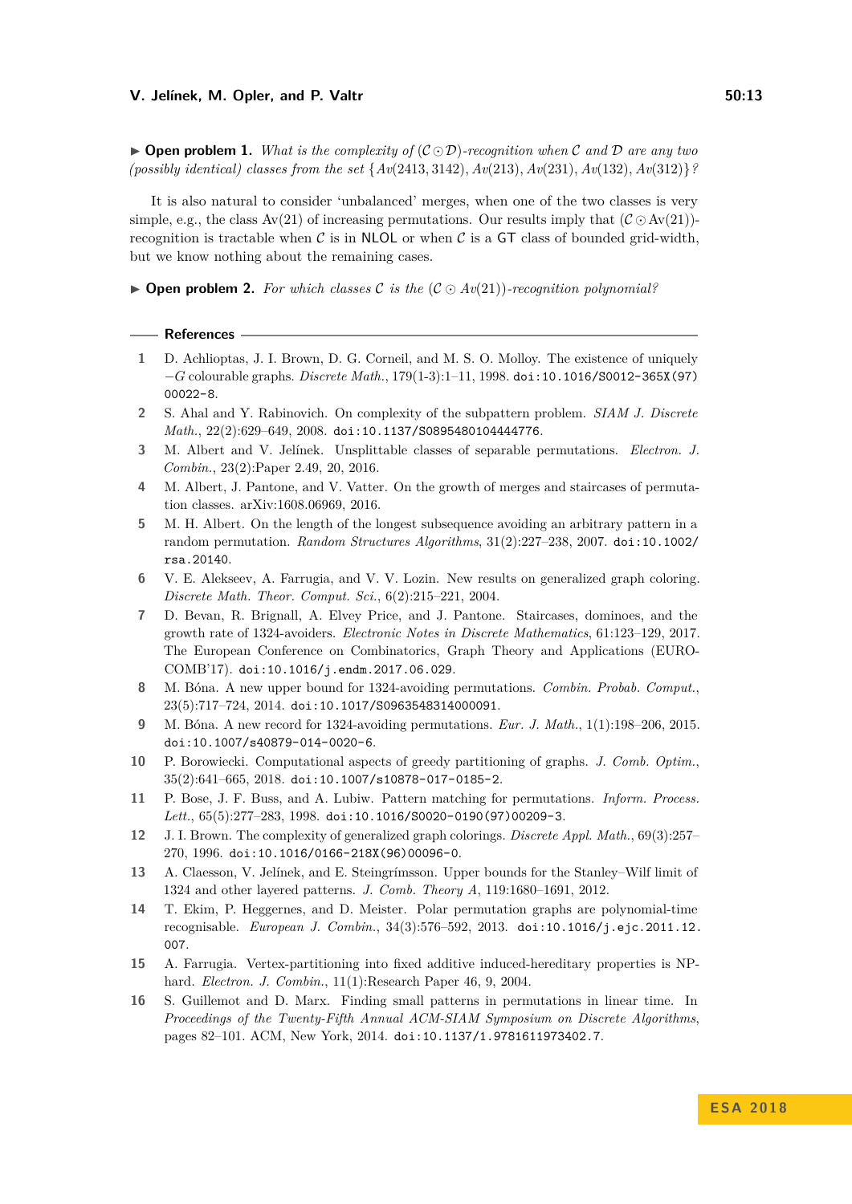▶ **Open problem 1.** *What is the complexity of* $(\mathcal{C} \odot \mathcal{D})$*-recognition when* $\mathcal{C}$ *and* $\mathcal{D}$ *are any two (possibly identical) classes from the set* $\{Av(2413, 3142), Av(213), Av(231), Av(132), Av(312)\}$*?*

It is also natural to consider 'unbalanced' merges, when one of the two classes is very simple, e.g., the class Av(21) of increasing permutations. Our results imply that $(\mathcal{C} \odot \mathrm{Av}(21))$-recognition is tractable when $\mathcal{C}$ is in NLOL or when $\mathcal{C}$ is a GT class of bounded grid-width, but we know nothing about the remaining cases.

▶ **Open problem 2.** *For which classes* $\mathcal{C}$ *is the* $(\mathcal{C} \odot Av(21))$*-recognition polynomial?*

## References

1. D. Achlioptas, J. I. Brown, D. G. Corneil, and M. S. O. Molloy. The existence of uniquely $-G$ colourable graphs. *Discrete Math.*, 179(1-3):1–11, 1998. doi:10.1016/S0012-365X(97)00022-8.
2. S. Ahal and Y. Rabinovich. On complexity of the subpattern problem. *SIAM J. Discrete Math.*, 22(2):629–649, 2008. doi:10.1137/S0895480104444776.
3. M. Albert and V. Jelínek. Unsplittable classes of separable permutations. *Electron. J. Combin.*, 23(2):Paper 2.49, 20, 2016.
4. M. Albert, J. Pantone, and V. Vatter. On the growth of merges and staircases of permutation classes. arXiv:1608.06969, 2016.
5. M. H. Albert. On the length of the longest subsequence avoiding an arbitrary pattern in a random permutation. *Random Structures Algorithms*, 31(2):227–238, 2007. doi:10.1002/rsa.20140.
6. V. E. Alekseev, A. Farrugia, and V. V. Lozin. New results on generalized graph coloring. *Discrete Math. Theor. Comput. Sci.*, 6(2):215–221, 2004.
7. D. Bevan, R. Brignall, A. Elvey Price, and J. Pantone. Staircases, dominoes, and the growth rate of 1324-avoiders. *Electronic Notes in Discrete Mathematics*, 61:123–129, 2017. The European Conference on Combinatorics, Graph Theory and Applications (EUROCOMB'17). doi:10.1016/j.endm.2017.06.029.
8. M. Bóna. A new upper bound for 1324-avoiding permutations. *Combin. Probab. Comput.*, 23(5):717–724, 2014. doi:10.1017/S0963548314000091.
9. M. Bóna. A new record for 1324-avoiding permutations. *Eur. J. Math.*, 1(1):198–206, 2015. doi:10.1007/s40879-014-0020-6.
10. P. Borowiecki. Computational aspects of greedy partitioning of graphs. *J. Comb. Optim.*, 35(2):641–665, 2018. doi:10.1007/s10878-017-0185-2.
11. P. Bose, J. F. Buss, and A. Lubiw. Pattern matching for permutations. *Inform. Process. Lett.*, 65(5):277–283, 1998. doi:10.1016/S0020-0190(97)00209-3.
12. J. I. Brown. The complexity of generalized graph colorings. *Discrete Appl. Math.*, 69(3):257–270, 1996. doi:10.1016/0166-218X(96)00096-0.
13. A. Claesson, V. Jelínek, and E. Steingrímsson. Upper bounds for the Stanley–Wilf limit of 1324 and other layered patterns. *J. Comb. Theory A*, 119:1680–1691, 2012.
14. T. Ekim, P. Heggernes, and D. Meister. Polar permutation graphs are polynomial-time recognisable. *European J. Combin.*, 34(3):576–592, 2013. doi:10.1016/j.ejc.2011.12.007.
15. A. Farrugia. Vertex-partitioning into fixed additive induced-hereditary properties is NP-hard. *Electron. J. Combin.*, 11(1):Research Paper 46, 9, 2004.
16. S. Guillemot and D. Marx. Finding small patterns in permutations in linear time. In *Proceedings of the Twenty-Fifth Annual ACM-SIAM Symposium on Discrete Algorithms*, pages 82–101. ACM, New York, 2014. doi:10.1137/1.9781611973402.7.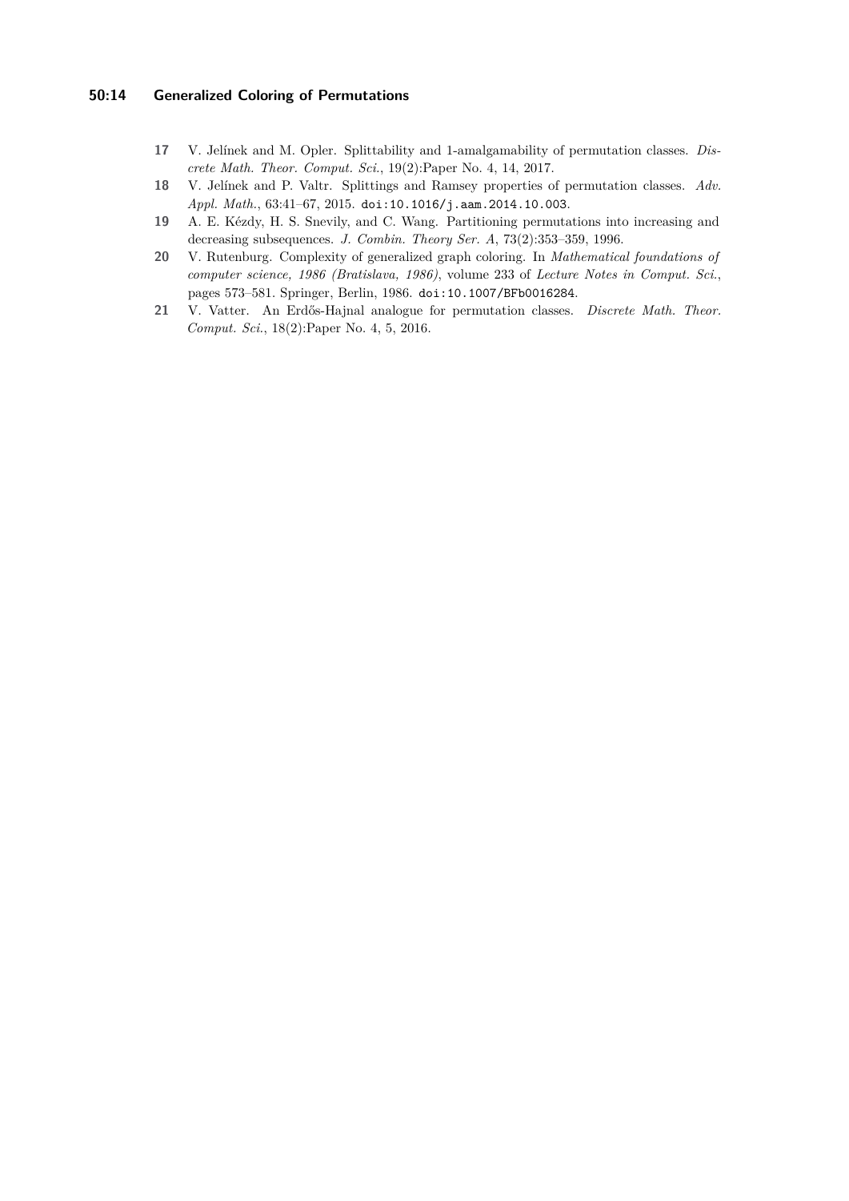17 V. Jelínek and M. Opler. Splittability and 1-amalgamability of permutation classes. *Discrete Math. Theor. Comput. Sci.*, 19(2):Paper No. 4, 14, 2017.

18 V. Jelínek and P. Valtr. Splittings and Ramsey properties of permutation classes. *Adv. Appl. Math.*, 63:41–67, 2015. doi:10.1016/j.aam.2014.10.003.

19 A. E. Kézdy, H. S. Snevily, and C. Wang. Partitioning permutations into increasing and decreasing subsequences. *J. Combin. Theory Ser. A*, 73(2):353–359, 1996.

20 V. Rutenburg. Complexity of generalized graph coloring. In *Mathematical foundations of computer science, 1986 (Bratislava, 1986)*, volume 233 of *Lecture Notes in Comput. Sci.*, pages 573–581. Springer, Berlin, 1986. doi:10.1007/BFb0016284.

21 V. Vatter. An Erdős-Hajnal analogue for permutation classes. *Discrete Math. Theor. Comput. Sci.*, 18(2):Paper No. 4, 5, 2016.